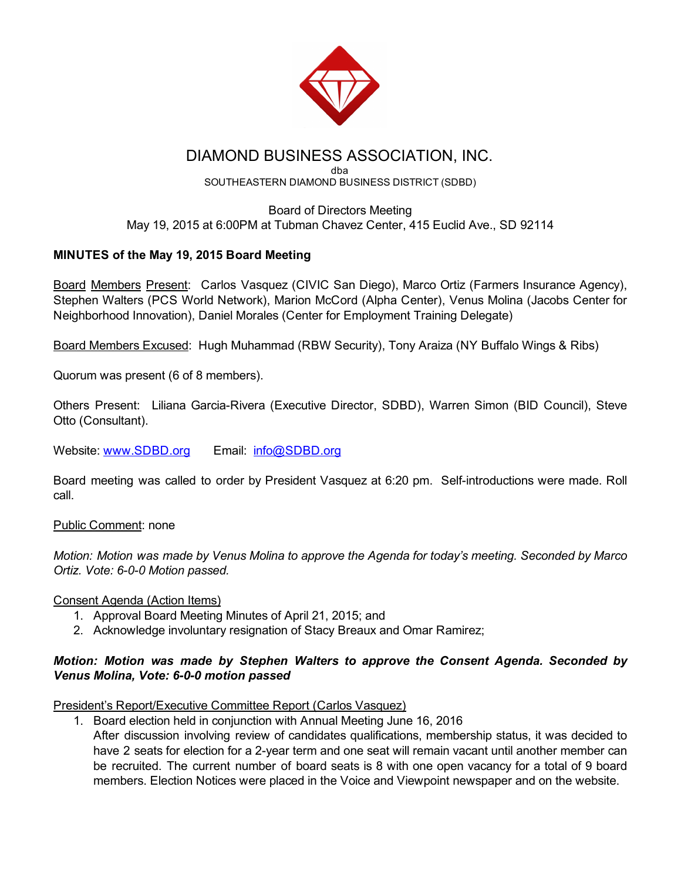# DIAMOND BUSINESS ASSOCIATION, INC.

dba

SOUTHEASTERN DIAMOND BUSINESS DISTRICT (SDBD)

Board of Directors Meeting

May 19, 2015 at 6:00PM at Tubman Chavez Center, 415 Euclid Ave., SD 92114

**MINUTES of the May 19, 2015 Board Meeting**

Board Members Present: Carlos Vasquez (CIVIC San Diego), Marco Ortiz (Farmers Insurance Agency), Stephen Walters (PCS World Network), Marion McCord (Alpha Center), Venus Molina (Jacobs Center for Neighborhood Innovation), Daniel Morales (Center for Employment Training Delegate)

Board Members Excused: Hugh Muhammad (RBW Security), Tony Araiza (NY Buffalo Wings & Ribs)

Quorum was present (6 of 8 members).

Others Present: Liliana Garcia-Rivera (Executive Director, SDBD), Warren Simon (BID Council), Steve Otto (Consultant).

Website: www.SDBD.org Email: info@SDBD.org

Board meeting was called to order by President Vasquez at 6:20 pm. Self-introductions were made. Roll call.

Public Comment: none

*Motion: Motion was made by Venus Molina to approve the Agenda for today's meeting. Seconded by Marco Ortiz. Vote: 6-0-0 Motion passed.*

Consent Agenda (Action Items)

1. Approval Board Meeting Minutes of April 21, 2015; and
2. Acknowledge involuntary resignation of Stacy Breaux and Omar Ramirez;

***Motion: Motion was made by Stephen Walters to approve the Consent Agenda. Seconded by Venus Molina, Vote: 6-0-0 motion passed***

President's Report/Executive Committee Report (Carlos Vasquez)

1. Board election held in conjunction with Annual Meeting June 16, 2016
   After discussion involving review of candidates qualifications, membership status, it was decided to have 2 seats for election for a 2-year term and one seat will remain vacant until another member can be recruited. The current number of board seats is 8 with one open vacancy for a total of 9 board members. Election Notices were placed in the Voice and Viewpoint newspaper and on the website.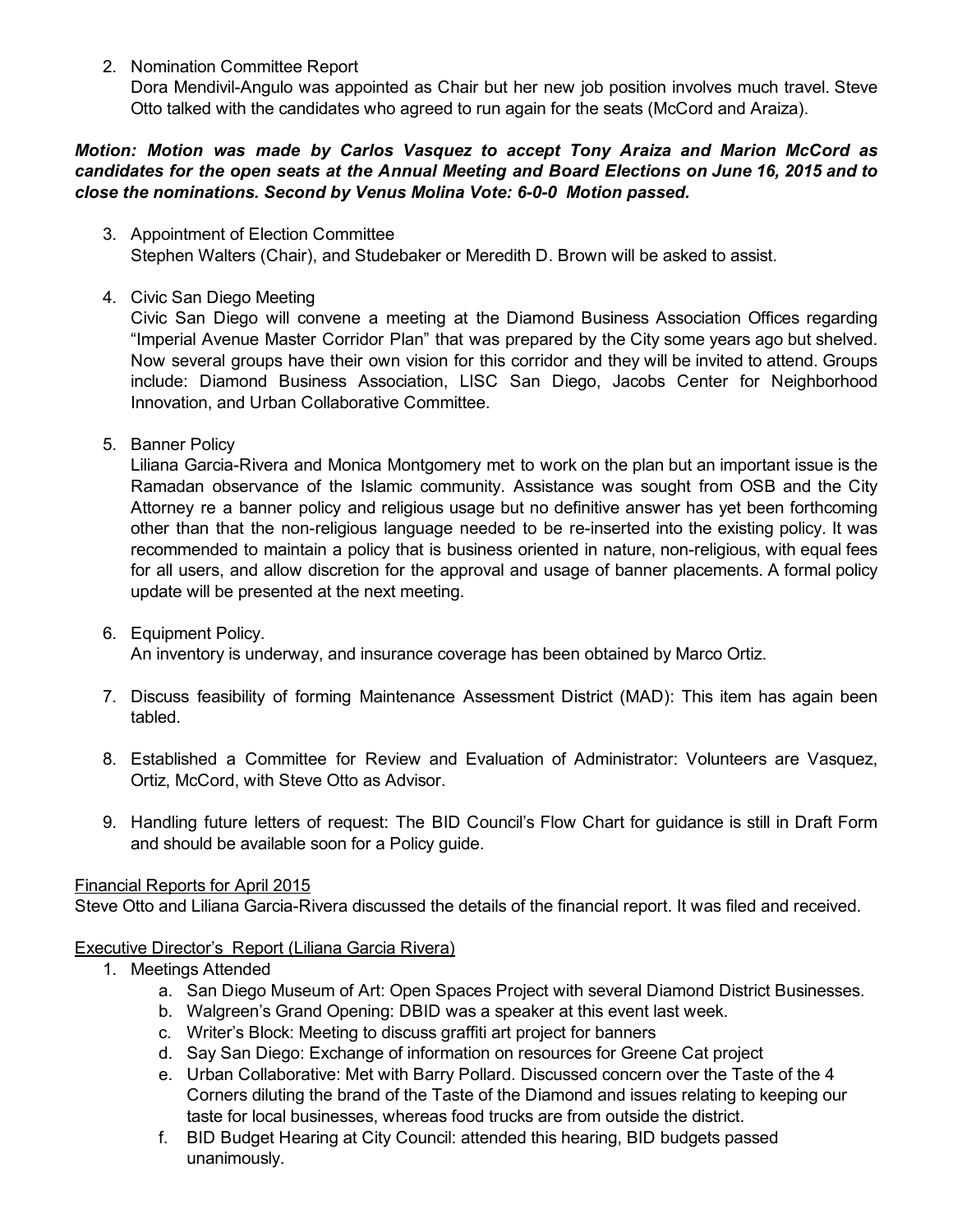2. Nomination Committee Report
   Dora Mendivil-Angulo was appointed as Chair but her new job position involves much travel. Steve Otto talked with the candidates who agreed to run again for the seats (McCord and Araiza).

***Motion: Motion was made by Carlos Vasquez to accept Tony Araiza and Marion McCord as candidates for the open seats at the Annual Meeting and Board Elections on June 16, 2015 and to close the nominations. Second by Venus Molina Vote: 6-0-0 Motion passed.***

3. Appointment of Election Committee
   Stephen Walters (Chair), and Studebaker or Meredith D. Brown will be asked to assist.

4. Civic San Diego Meeting
   Civic San Diego will convene a meeting at the Diamond Business Association Offices regarding "Imperial Avenue Master Corridor Plan" that was prepared by the City some years ago but shelved. Now several groups have their own vision for this corridor and they will be invited to attend. Groups include: Diamond Business Association, LISC San Diego, Jacobs Center for Neighborhood Innovation, and Urban Collaborative Committee.

5. Banner Policy
   Liliana Garcia-Rivera and Monica Montgomery met to work on the plan but an important issue is the Ramadan observance of the Islamic community. Assistance was sought from OSB and the City Attorney re a banner policy and religious usage but no definitive answer has yet been forthcoming other than that the non-religious language needed to be re-inserted into the existing policy. It was recommended to maintain a policy that is business oriented in nature, non-religious, with equal fees for all users, and allow discretion for the approval and usage of banner placements. A formal policy update will be presented at the next meeting.

6. Equipment Policy.
   An inventory is underway, and insurance coverage has been obtained by Marco Ortiz.

7. Discuss feasibility of forming Maintenance Assessment District (MAD): This item has again been tabled.

8. Established a Committee for Review and Evaluation of Administrator: Volunteers are Vasquez, Ortiz, McCord, with Steve Otto as Advisor.

9. Handling future letters of request: The BID Council's Flow Chart for guidance is still in Draft Form and should be available soon for a Policy guide.

<u>Financial Reports for April 2015</u>

Steve Otto and Liliana Garcia-Rivera discussed the details of the financial report. It was filed and received.

<u>Executive Director's Report (Liliana Garcia Rivera)</u>

1. Meetings Attended
   a. San Diego Museum of Art: Open Spaces Project with several Diamond District Businesses.
   b. Walgreen's Grand Opening: DBID was a speaker at this event last week.
   c. Writer's Block: Meeting to discuss graffiti art project for banners
   d. Say San Diego: Exchange of information on resources for Greene Cat project
   e. Urban Collaborative: Met with Barry Pollard. Discussed concern over the Taste of the 4 Corners diluting the brand of the Taste of the Diamond and issues relating to keeping our taste for local businesses, whereas food trucks are from outside the district.
   f. BID Budget Hearing at City Council: attended this hearing, BID budgets passed unanimously.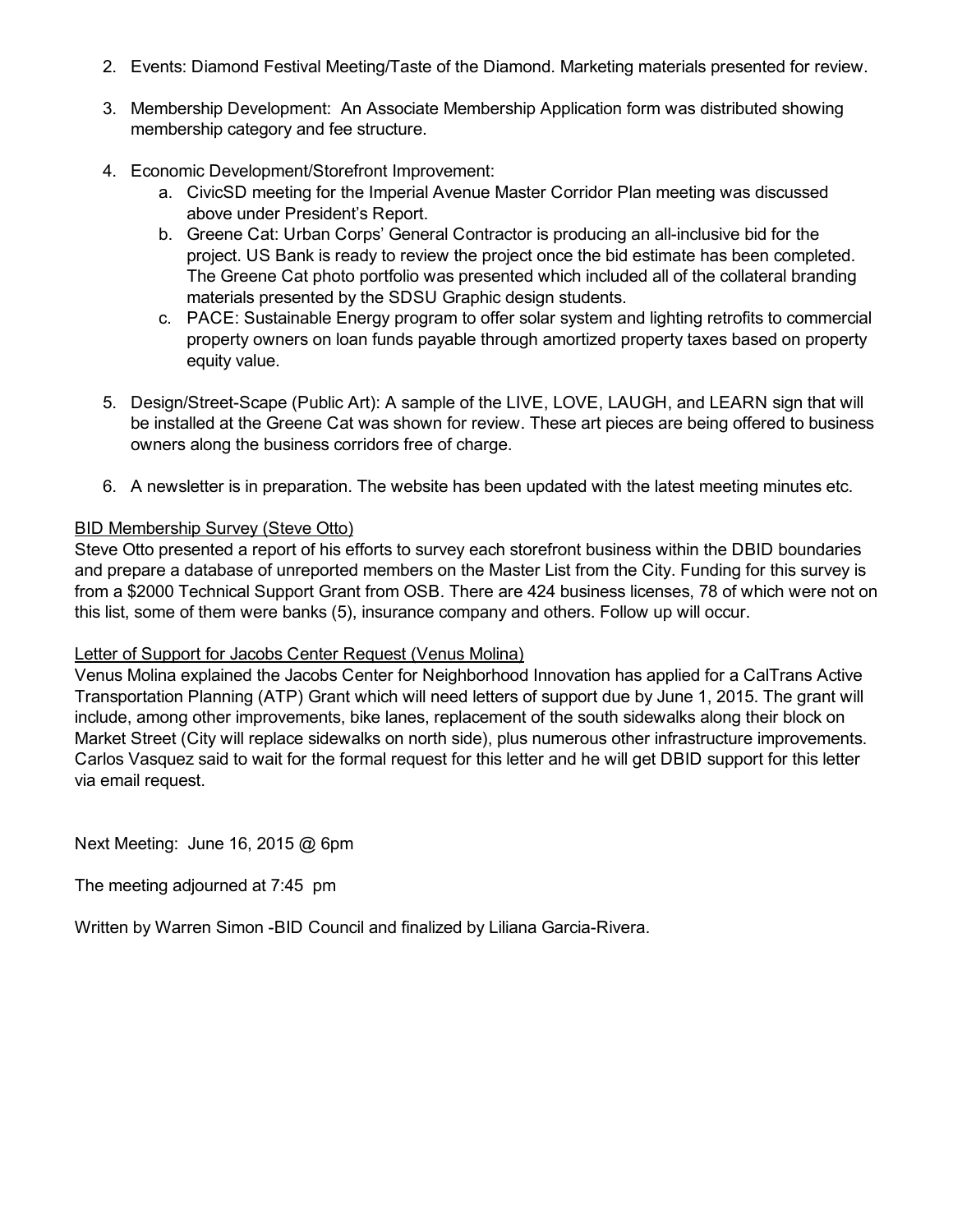2. Events: Diamond Festival Meeting/Taste of the Diamond. Marketing materials presented for review.

3. Membership Development: An Associate Membership Application form was distributed showing membership category and fee structure.

4. Economic Development/Storefront Improvement:
    a. CivicSD meeting for the Imperial Avenue Master Corridor Plan meeting was discussed above under President's Report.
    b. Greene Cat: Urban Corps' General Contractor is producing an all-inclusive bid for the project. US Bank is ready to review the project once the bid estimate has been completed. The Greene Cat photo portfolio was presented which included all of the collateral branding materials presented by the SDSU Graphic design students.
    c. PACE: Sustainable Energy program to offer solar system and lighting retrofits to commercial property owners on loan funds payable through amortized property taxes based on property equity value.

5. Design/Street-Scape (Public Art): A sample of the LIVE, LOVE, LAUGH, and LEARN sign that will be installed at the Greene Cat was shown for review. These art pieces are being offered to business owners along the business corridors free of charge.

6. A newsletter is in preparation. The website has been updated with the latest meeting minutes etc.

<u>BID Membership Survey (Steve Otto)</u>

Steve Otto presented a report of his efforts to survey each storefront business within the DBID boundaries and prepare a database of unreported members on the Master List from the City. Funding for this survey is from a $2000 Technical Support Grant from OSB. There are 424 business licenses, 78 of which were not on this list, some of them were banks (5), insurance company and others. Follow up will occur.

<u>Letter of Support for Jacobs Center Request (Venus Molina)</u>

Venus Molina explained the Jacobs Center for Neighborhood Innovation has applied for a CalTrans Active Transportation Planning (ATP) Grant which will need letters of support due by June 1, 2015. The grant will include, among other improvements, bike lanes, replacement of the south sidewalks along their block on Market Street (City will replace sidewalks on north side), plus numerous other infrastructure improvements. Carlos Vasquez said to wait for the formal request for this letter and he will get DBID support for this letter via email request.

Next Meeting: June 16, 2015 @ 6pm

The meeting adjourned at 7:45 pm

Written by Warren Simon -BID Council and finalized by Liliana Garcia-Rivera.